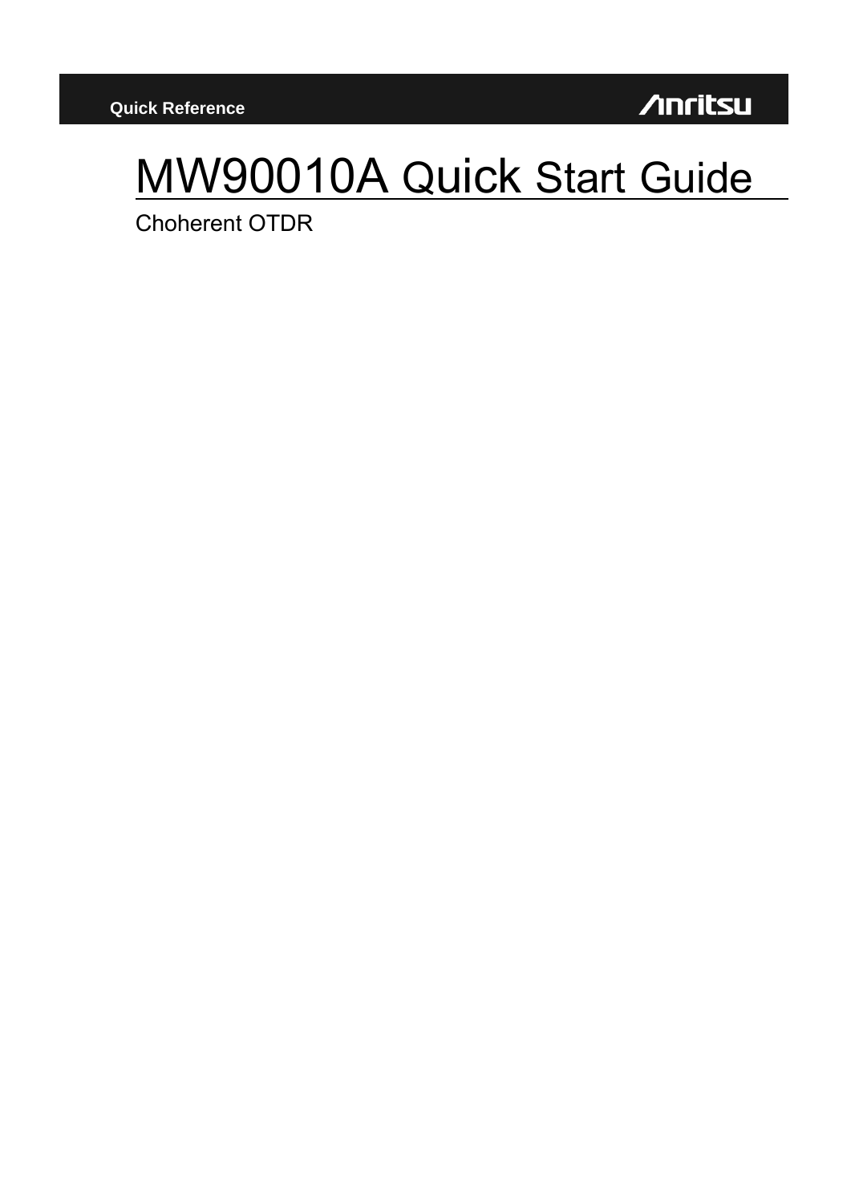Quick Reference

Anritsu

# MW90010A Quick Start Guide

Choherent OTDR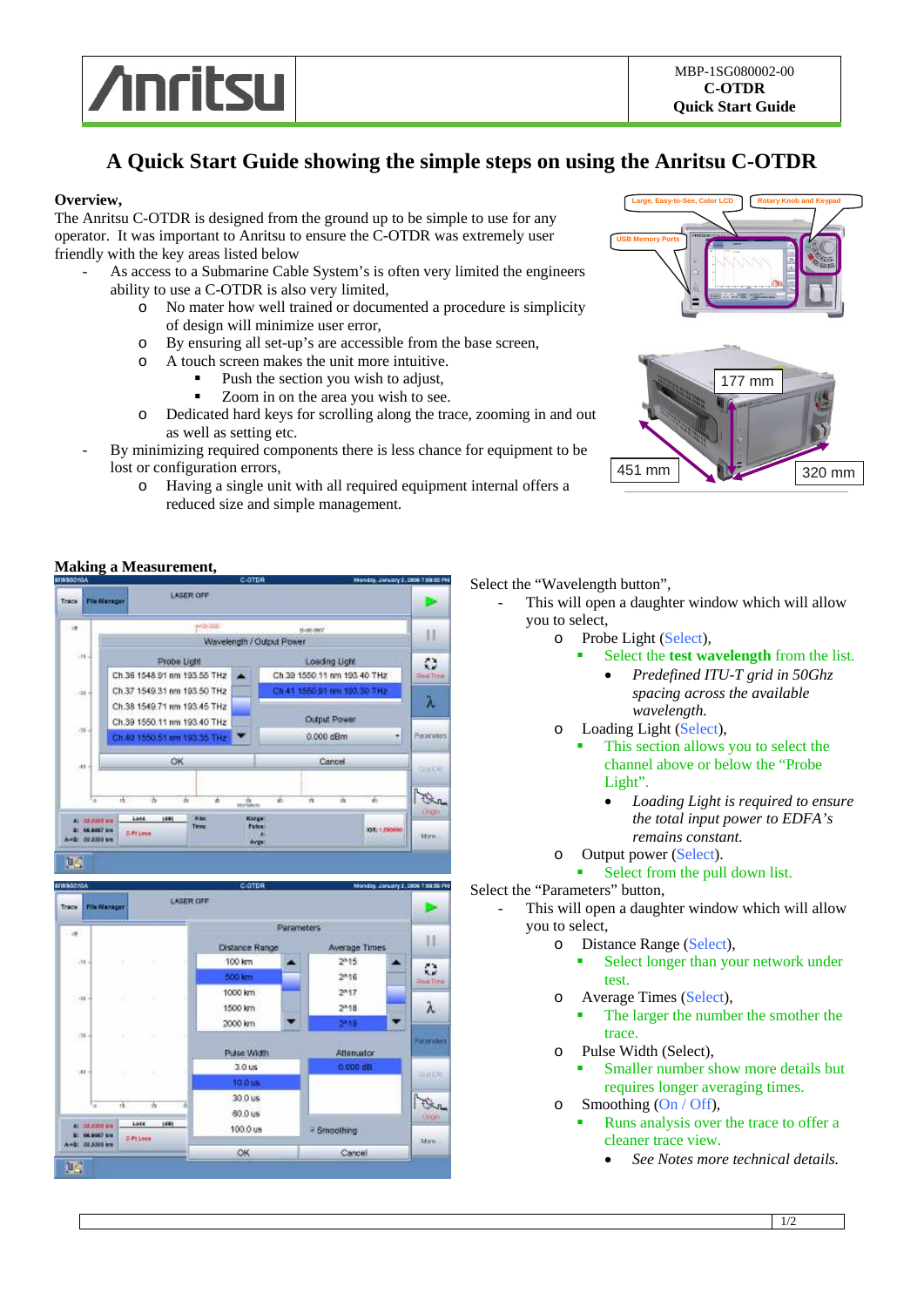| ∕ınritsu | | MBP-1SG080002-00 **C-OTDR** **Quick Start Guide** |
|---|---|---|

# A Quick Start Guide showing the simple steps on using the Anritsu C-OTDR

**Overview,**

The Anritsu C-OTDR is designed from the ground up to be simple to use for any operator. It was important to Anritsu to ensure the C-OTDR was extremely user friendly with the key areas listed below

- As access to a Submarine Cable System's is often very limited the engineers ability to use a C-OTDR is also very limited,
  - No mater how well trained or documented a procedure is simplicity of design will minimize user error,
  - By ensuring all set-up's are accessible from the base screen,
  - A touch screen makes the unit more intuitive.
    - Push the section you wish to adjust,
    - Zoom in on the area you wish to see.
  - Dedicated hard keys for scrolling along the trace, zooming in and out as well as setting etc.
- By minimizing required components there is less chance for equipment to be lost or configuration errors,
  - Having a single unit with all required equipment internal offers a reduced size and simple management.

Large, Easy-to-See, Color LCD
Rotary Knob and Keypad
USB Memory Ports

177 mm
451 mm
320 mm

**Making a Measurement,**

Select the "Wavelength button",

- This will open a daughter window which will allow you to select,
  - Probe Light (Select),
    - Select the **test wavelength** from the list.
      - *Predefined ITU-T grid in 50Ghz spacing across the available wavelength.*
  - Loading Light (Select),
    - This section allows you to select the channel above or below the "Probe Light".
      - *Loading Light is required to ensure the total input power to EDFA's remains constant.*
  - Output power (Select).
    - Select from the pull down list.

Select the "Parameters" button,

- This will open a daughter window which will allow you to select,
  - Distance Range (Select),
    - Select longer than your network under test.
  - Average Times (Select),
    - The larger the number the smother the trace.
  - Pulse Width (Select),
    - Smaller number show more details but requires longer averaging times.
  - Smoothing (On / Off),
    - Runs analysis over the trace to offer a cleaner trace view.
      - *See Notes more technical details.*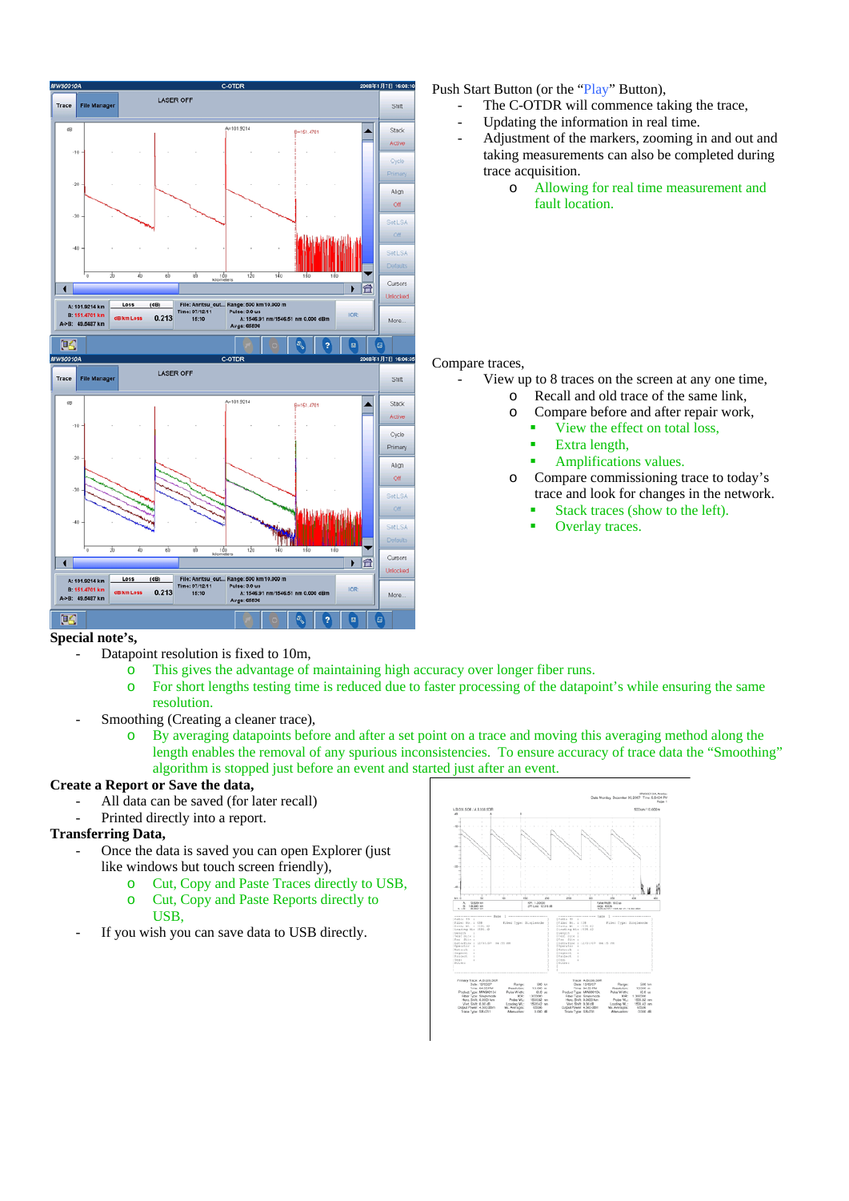Push Start Button (or the "Play" Button),

- The C-OTDR will commence taking the trace,
- Updating the information in real time.
- Adjustment of the markers, zooming in and out and taking measurements can also be completed during trace acquisition.
  - Allowing for real time measurement and fault location.

Compare traces,

- View up to 8 traces on the screen at any one time,
  - Recall and old trace of the same link,
  - Compare before and after repair work,
    - View the effect on total loss,
    - Extra length,
    - Amplifications values.
  - Compare commissioning trace to today's trace and look for changes in the network.
    - Stack traces (show to the left).
    - Overlay traces.

**Special note's,**

- Datapoint resolution is fixed to 10m,
  - This gives the advantage of maintaining high accuracy over longer fiber runs.
  - For short lengths testing time is reduced due to faster processing of the datapoint's while ensuring the same resolution.
- Smoothing (Creating a cleaner trace),
  - By averaging datapoints before and after a set point on a trace and moving this averaging method along the length enables the removal of any spurious inconsistencies. To ensure accuracy of trace data the "Smoothing" algorithm is stopped just before an event and started just after an event.

**Create a Report or Save the data,**

- All data can be saved (for later recall)
- Printed directly into a report.

**Transferring Data,**

- Once the data is saved you can open Explorer (just like windows but touch screen friendly),
  - Cut, Copy and Paste Traces directly to USB,
  - Cut, Copy and Paste Reports directly to USB,
- If you wish you can save data to USB directly.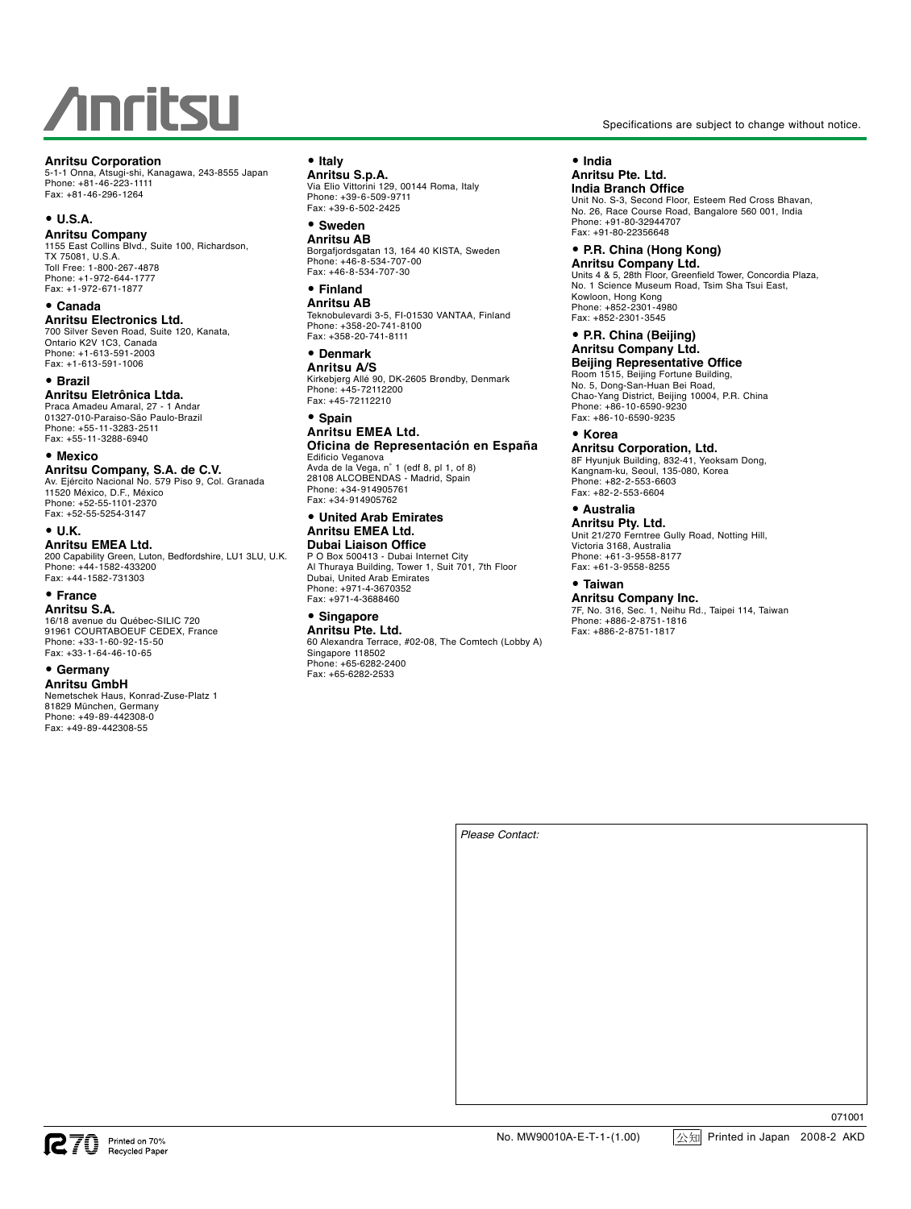# Anritsu

Specifications are subject to change without notice.

**Anritsu Corporation**
5-1-1 Onna, Atsugi-shi, Kanagawa, 243-8555 Japan
Phone: +81-46-223-1111
Fax: +81-46-296-1264

**• U.S.A.**
**Anritsu Company**
1155 East Collins Blvd., Suite 100, Richardson,
TX 75081, U.S.A.
Toll Free: 1-800-267-4878
Phone: +1-972-644-1777
Fax: +1-972-671-1877

**• Canada**
**Anritsu Electronics Ltd.**
700 Silver Seven Road, Suite 120, Kanata,
Ontario K2V 1C3, Canada
Phone: +1-613-591-2003
Fax: +1-613-591-1006

**• Brazil**
**Anritsu Eletrônica Ltda.**
Praca Amadeu Amaral, 27 - 1 Andar
01327-010-Paraiso-São Paulo-Brazil
Phone: +55-11-3283-2511
Fax: +55-11-3288-6940

**• Mexico**
**Anritsu Company, S.A. de C.V.**
Av. Ejército Nacional No. 579 Piso 9, Col. Granada
11520 México, D.F., México
Phone: +52-55-1101-2370
Fax: +52-55-5254-3147

**• U.K.**
**Anritsu EMEA Ltd.**
200 Capability Green, Luton, Bedfordshire, LU1 3LU, U.K.
Phone: +44-1582-433200
Fax: +44-1582-731303

**• France**
**Anritsu S.A.**
16/18 avenue du Québec-SILIC 720
91961 COURTABOEUF CEDEX, France
Phone: +33-1-60-92-15-50
Fax: +33-1-64-46-10-65

**• Germany**
**Anritsu GmbH**
Nemetschek Haus, Konrad-Zuse-Platz 1
81829 München, Germany
Phone: +49-89-442308-0
Fax: +49-89-442308-55

**• Italy**
**Anritsu S.p.A.**
Via Elio Vittorini 129, 00144 Roma, Italy
Phone: +39-6-509-9711
Fax: +39-6-502-2425

**• Sweden**
**Anritsu AB**
Borgafjordsgatan 13, 164 40 KISTA, Sweden
Phone: +46-8-534-707-00
Fax: +46-8-534-707-30

**• Finland**
**Anritsu AB**
Teknobulevardi 3-5, FI-01530 VANTAA, Finland
Phone: +358-20-741-8100
Fax: +358-20-741-8111

**• Denmark**
**Anritsu A/S**
Kirkebjerg Allé 90, DK-2605 Brøndby, Denmark
Phone: +45-72112200
Fax: +45-72112210

**• Spain**
**Anritsu EMEA Ltd.**
**Oficina de Representación en España**
Edificio Veganova
Avda de la Vega, n˚ 1 (edf 8, pl 1, of 8)
28108 ALCOBENDAS - Madrid, Spain
Phone: +34-914905761
Fax: +34-914905762

**• United Arab Emirates**
**Anritsu EMEA Ltd.**
**Dubai Liaison Office**
P O Box 500413 - Dubai Internet City
Al Thuraya Building, Tower 1, Suit 701, 7th Floor
Dubai, United Arab Emirates
Phone: +971-4-3670352
Fax: +971-4-3688460

**• Singapore**
**Anritsu Pte. Ltd.**
60 Alexandra Terrace, #02-08, The Comtech (Lobby A)
Singapore 118502
Phone: +65-6282-2400
Fax: +65-6282-2533

**• India**
**Anritsu Pte. Ltd.**
**India Branch Office**
Unit No. S-3, Second Floor, Esteem Red Cross Bhavan,
No. 26, Race Course Road, Bangalore 560 001, India
Phone: +91-80-32944707
Fax: +91-80-22356648

**• P.R. China (Hong Kong)**
**Anritsu Company Ltd.**
Units 4 & 5, 28th Floor, Greenfield Tower, Concordia Plaza,
No. 1 Science Museum Road, Tsim Sha Tsui East,
Kowloon, Hong Kong
Phone: +852-2301-4980
Fax: +852-2301-3545

**• P.R. China (Beijing)**
**Anritsu Company Ltd.**
**Beijing Representative Office**
Room 1515, Beijing Fortune Building,
No. 5, Dong-San-Huan Bei Road,
Chao-Yang District, Beijing 10004, P.R. China
Phone: +86-10-6590-9230
Fax: +86-10-6590-9235

**• Korea**
**Anritsu Corporation, Ltd.**
8F Hyunjuk Building, 832-41, Yeoksam Dong,
Kangnam-ku, Seoul, 135-080, Korea
Phone: +82-2-553-6603
Fax: +82-2-553-6604

**• Australia**
**Anritsu Pty. Ltd.**
Unit 21/270 Ferntree Gully Road, Notting Hill,
Victoria 3168, Australia
Phone: +61-3-9558-8177
Fax: +61-3-9558-8255

**• Taiwan**
**Anritsu Company Inc.**
7F, No. 316, Sec. 1, Neihu Rd., Taipei 114, Taiwan
Phone: +886-2-8751-1816
Fax: +886-2-8751-1817

*Please Contact:*

071001

R70 Printed on 70% Recycled Paper

No. MW90010A-E-T-1-(1.00) 公知 Printed in Japan 2008-2 AKD